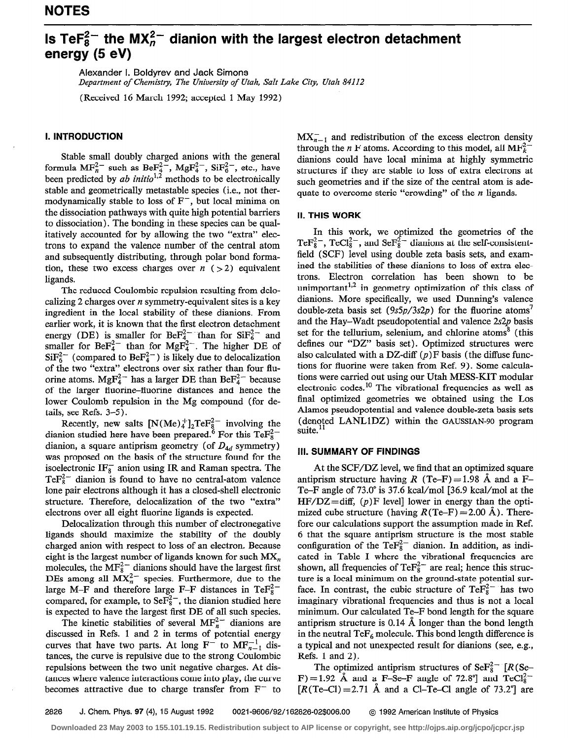## NOTES

# Is $TeF_8^{2-}$ the $MX_n^{2-}$ dianion with the largest electron detachment energy (5 eV)

Alexander I. Boldyrev and Jack Simons
*Department of Chemistry, The University of Utah, Salt Lake City, Utah 84112*

(Received 16 March 1992; accepted 1 May 1992)

## I. INTRODUCTION

Stable small doubly charged anions with the general formula $MF_n^{2-}$ such as $BeF_4^{2-}$, $MgF_4^{2-}$, $SiF_6^{2-}$, etc., have been predicted by *ab initio*[1,2] methods to be electronically stable and geometrically metastable species (i.e., not thermodynamically stable to loss of $F^-$, but local minima on the dissociation pathways with quite high potential barriers to dissociation). The bonding in these species can be qualitatively accounted for by allowing the two "extra" electrons to expand the valence number of the central atom and subsequently distributing, through polar bond formation, these two excess charges over $n$ ($>2$) equivalent ligands.

The reduced Coulombic repulsion resulting from delocalizing 2 charges over $n$ symmetry-equivalent sites is a key ingredient in the local stability of these dianions. From earlier work, it is known that the first electron detachment energy (DE) is smaller for $BeF_4^{2-}$ than for $SiF_6^{2-}$ and smaller for $BeF_4^{2-}$ than for $MgF_4^{2-}$. The higher DE of $SiF_6^{2-}$ (compared to $BeF_4^{2-}$) is likely due to delocalization of the two "extra" electrons over six rather than four fluorine atoms. $MgF_4^{2-}$ has a larger DE than $BeF_4^{2-}$ because of the larger fluorine–fluorine distances and hence the lower Coulomb repulsion in the Mg compound (for details, see Refs. 3–5).

Recently, new salts $[N(Me)_4^+]_2TeF_8^{2-}$ involving the dianion studied here have been prepared.[6] For this $TeF_8^{2-}$ dianion, a square antiprism geometry (of $D_{4d}$ symmetry) was proposed on the basis of the structure found for the isoelectronic $IF_8^-$ anion using IR and Raman spectra. The $TeF_8^{2-}$ dianion is found to have no central-atom valence lone pair electrons although it has a closed-shell electronic structure. Therefore, delocalization of the two "extra" electrons over all eight fluorine ligands is expected.

Delocalization through this number of electronegative ligands should maximize the stability of the doubly charged anion with respect to loss of an electron. Because eight is the largest number of ligands known for such $MX_n$ molecules, the $MF_8^{2-}$ dianions should have the largest first DEs among all $MX_n^{2-}$ species. Furthermore, due to the large M–F and therefore large F–F distances in $TeF_8^{2-}$ compared, for example, to $SeF_8^{2-}$, the dianion studied here is expected to have the largest first DE of all such species.

The kinetic stabilities of several $MF_n^{2-}$ dianions are discussed in Refs. 1 and 2 in terms of potential energy curves that have two parts. At long $F^-$ to $MF_{n-1}^{-1}$ distances, the curve is repulsive due to the strong Coulombic repulsions between the two unit negative charges. At distances where valence interactions come into play, the curve becomes attractive due to charge transfer from $F^-$ to $MX_{n-1}^-$ and redistribution of the excess electron density through the $n$ F atoms. According to this model, all $MF_k^{2-}$ dianions could have local minima at highly symmetric structures if they are stable to loss of extra electrons at such geometries and if the size of the central atom is adequate to overcome steric "crowding" of the $n$ ligands.

## II. THIS WORK

In this work, we optimized the geometries of the $TeF_8^{2-}$, $TeCl_8^{2-}$, and $SeF_8^{2-}$ dianions at the self-consistent-field (SCF) level using double zeta basis sets, and examined the stabilities of these dianions to loss of extra electrons. Electron correlation has been shown to be unimportant[1,2] in geometry optimization of this class of dianions. More specifically, we used Dunning's valence double-zeta basis set ($9s5p/3s2p$) for the fluorine atoms[7] and the Hay–Wadt pseudopotential and valence $2s2p$ basis set for the tellurium, selenium, and chlorine atoms[8] (this defines our "DZ" basis set). Optimized structures were also calculated with a DZ-diff ($p$)F basis (the diffuse functions for fluorine were taken from Ref. 9). Some calculations were carried out using our Utah MESS-KIT modular electronic codes.[10] The vibrational frequencies as well as final optimized geometries we obtained using the Los Alamos pseudopotential and valence double-zeta basis sets (denoted LANL1DZ) within the GAUSSIAN-90 program suite.[11]

## III. SUMMARY OF FINDINGS

At the SCF/DZ level, we find that an optimized square antiprism structure having $R$ (Te–F) = 1.98 Å and a F–Te–F angle of 73.0° is 37.6 kcal/mol [36.9 kcal/mol at the HF/DZ=diff, ($p$)F level] lower in energy than the optimized cube structure (having $R$(Te–F) = 2.00 Å). Therefore our calculations support the assumption made in Ref. 6 that the square antiprism structure is the most stable configuration of the $TeF_8^{2-}$ dianion. In addition, as indicated in Table I where the vibrational frequencies are shown, all frequencies of $TeF_8^{2-}$ are real; hence this structure is a local minimum on the ground-state potential surface. In contrast, the cubic structure of $TeF_8^{2-}$ has two imaginary vibrational frequencies and thus is not a local minimum. Our calculated Te–F bond length for the square antiprism structure is 0.14 Å longer than the bond length in the neutral $TeF_6$ molecule. This bond length difference is a typical and not unexpected result for dianions (see, e.g., Refs. 1 and 2).

The optimized antiprism structures of $SeF_8^{2-}$ [$R$(Se–F) = 1.92 Å and a F–Se–F angle of 72.8°] and $TeCl_8^{2-}$ [$R$(Te–Cl) = 2.71 Å and a Cl–Te–Cl angle of 73.2°] are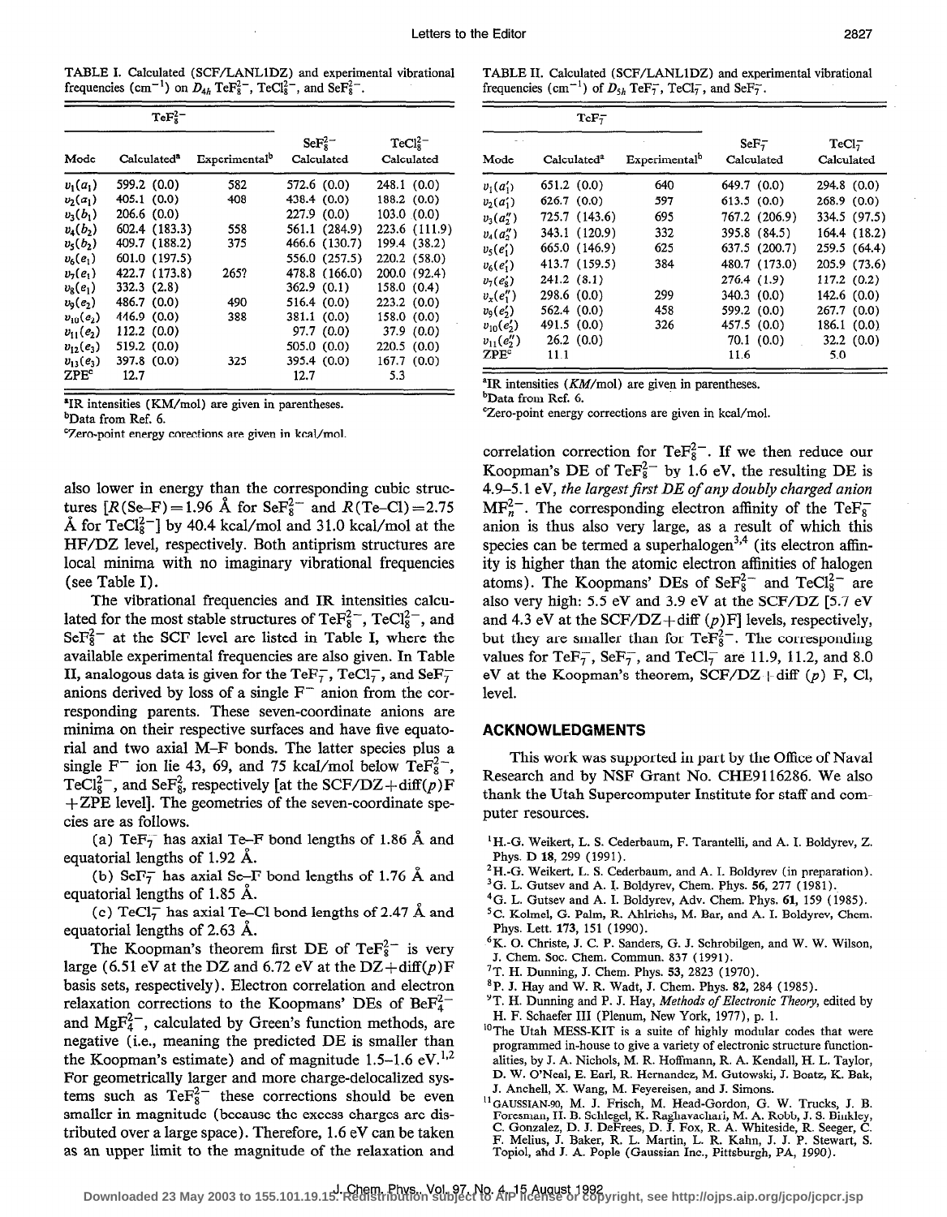TABLE I. Calculated (SCF/LANL1DZ) and experimental vibrational frequencies ($cm^{-1}$) on $D_{4h}$ $TeF_8^{2-}$, $TeCl_8^{2-}$, and $SeF_8^{2-}$.

| | $TeF_8^{2-}$ | | $SeF_8^{2-}$ | $TeCl_8^{2-}$ |
|---|---|---|---|---|
| Mode | Calculated[a] | Experimental[b] | Calculated | Calculated |
| $v_1(a_1)$ | 599.2 (0.0) | 582 | 572.6 (0.0) | 248.1 (0.0) |
| $v_2(a_1)$ | 405.1 (0.0) | 408 | 438.4 (0.0) | 188.2 (0.0) |
| $v_3(b_1)$ | 206.6 (0.0) | | 227.9 (0.0) | 103.0 (0.0) |
| $v_4(b_2)$ | 602.4 (183.3) | 558 | 561.1 (284.9) | 223.6 (111.9) |
| $v_5(b_2)$ | 409.7 (188.2) | 375 | 466.6 (130.7) | 199.4 (38.2) |
| $v_6(e_1)$ | 601.0 (197.5) | | 556.0 (257.5) | 220.2 (58.0) |
| $v_7(e_1)$ | 422.7 (173.8) | 265? | 478.8 (166.0) | 200.0 (92.4) |
| $v_8(e_1)$ | 332.3 (2.8) | | 362.9 (0.1) | 158.0 (0.4) |
| $v_9(e_2)$ | 486.7 (0.0) | 490 | 516.4 (0.0) | 223.2 (0.0) |
| $v_{10}(e_2)$ | 446.9 (0.0) | 388 | 381.1 (0.0) | 158.0 (0.0) |
| $v_{11}(e_2)$ | 112.2 (0.0) | | 97.7 (0.0) | 37.9 (0.0) |
| $v_{12}(e_3)$ | 519.2 (0.0) | | 505.0 (0.0) | 220.5 (0.0) |
| $v_{13}(e_3)$ | 397.8 (0.0) | 325 | 395.4 (0.0) | 167.7 (0.0) |
| ZPE[c] | 12.7 | | 12.7 | 5.3 |

[a]IR intensities (KM/mol) are given in parentheses.
[b]Data from Ref. 6.
[c]Zero-point energy corections are given in kcal/mol.

TABLE II. Calculated (SCF/LANL1DZ) and experimental vibrational frequencies ($cm^{-1}$) of $D_{5h}$ $TeF_7^-$, $TeCl_7^-$, and $SeF_7^-$.

| | $TeF_7^-$ | | $SeF_7^-$ | $TeCl_7^-$ |
|---|---|---|---|---|
| Mode | Calculated[a] | Experimental[b] | Calculated | Calculated |
| $v_1(a_1')$ | 651.2 (0.0) | 640 | 649.7 (0.0) | 294.8 (0.0) |
| $v_2(a_1')$ | 626.7 (0.0) | 597 | 613.5 (0.0) | 268.9 (0.0) |
| $v_3(a_2'')$ | 725.7 (143.6) | 695 | 767.2 (206.9) | 334.5 (97.5) |
| $v_4(a_2'')$ | 343.1 (120.9) | 332 | 395.8 (84.5) | 164.4 (18.2) |
| $v_5(e_1')$ | 665.0 (146.9) | 625 | 637.5 (200.7) | 259.5 (64.4) |
| $v_6(e_1')$ | 413.7 (159.5) | 384 | 480.7 (173.0) | 205.9 (73.6) |
| $v_7(e_8')$ | 241.2 (8.1) | | 276.4 (1.9) | 117.2 (0.2) |
| $v_x(e_1'')$ | 298.6 (0.0) | 299 | 340.3 (0.0) | 142.6 (0.0) |
| $v_9(e_2')$ | 562.4 (0.0) | 458 | 599.2 (0.0) | 267.7 (0.0) |
| $v_{10}(e_2')$ | 491.5 (0.0) | 326 | 457.5 (0.0) | 186.1 (0.0) |
| $v_{11}(e_2'')$ | 26.2 (0.0) | | 70.1 (0.0) | 32.2 (0.0) |
| ZPE[c] | 11.1 | | 11.6 | 5.0 |

[a]IR intensities (KM/mol) are given in parentheses.
[b]Data from Ref. 6.
[c]Zero-point energy corrections are given in kcal/mol.

also lower in energy than the corresponding cubic structures [$R$(Se–F) = 1.96 Å for $SeF_8^{2-}$ and $R$(Te–Cl) = 2.75 Å for $TeCl_8^{2-}$] by 40.4 kcal/mol and 31.0 kcal/mol at the HF/DZ level, respectively. Both antiprism structures are local minima with no imaginary vibrational frequencies (see Table I).

The vibrational frequencies and IR intensities calculated for the most stable structures of $TeF_8^{2-}$, $TeCl_8^{2-}$, and $SeF_8^{2-}$ at the SCF level are listed in Table I, where the available experimental frequencies are also given. In Table II, analogous data is given for the $TeF_7^-$, $TeCl_7^-$, and $SeF_7^-$ anions derived by loss of a single $F^-$ anion from the corresponding parents. These seven-coordinate anions are minima on their respective surfaces and have five equatorial and two axial M–F bonds. The latter species plus a single $F^-$ ion lie 43, 69, and 75 kcal/mol below $TeF_8^{2-}$, $TeCl_8^{2-}$, and $SeF_8^2$, respectively [at the SCF/DZ+diff($p$)F +ZPE level]. The geometries of the seven-coordinate species are as follows.

(a) $TeF_7^-$ has axial Te–F bond lengths of 1.86 Å and equatorial lengths of 1.92 Å.

(b) $SeF_7^-$ has axial Se–F bond lengths of 1.76 Å and equatorial lengths of 1.85 Å.

(c) $TeCl_7^-$ has axial Te–Cl bond lengths of 2.47 Å and equatorial lengths of 2.63 Å.

The Koopman's theorem first DE of $TeF_8^{2-}$ is very large (6.51 eV at the DZ and 6.72 eV at the DZ+diff($p$)F basis sets, respectively). Electron correlation and electron relaxation corrections to the Koopmans' DEs of $BeF_4^{2-}$ and $MgF_4^{2-}$, calculated by Green's function methods, are negative (i.e., meaning the predicted DE is smaller than the Koopman's estimate) and of magnitude 1.5–1.6 eV.[1,2] For geometrically larger and more charge-delocalized systems such as $TeF_8^{2-}$ these corrections should be even smaller in magnitude (because the excess charges are distributed over a large space). Therefore, 1.6 eV can be taken as an upper limit to the magnitude of the relaxation and correlation correction for $TeF_8^{2-}$. If we then reduce our Koopman's DE of $TeF_8^{2-}$ by 1.6 eV, the resulting DE is 4.9–5.1 eV, *the largest first DE of any doubly charged anion* $MF_n^{2-}$. The corresponding electron affinity of the $TeF_8^-$ anion is thus also very large, as a result of which this species can be termed a superhalogen[3,4] (its electron affinity is higher than the atomic electron affinities of halogen atoms). The Koopmans' DEs of $SeF_8^{2-}$ and $TeCl_8^{2-}$ are also very high: 5.5 eV and 3.9 eV at the SCF/DZ [5.7 eV and 4.3 eV at the SCF/DZ+diff ($p$)F] levels, respectively, but they are smaller than for $TeF_8^{2-}$. The corresponding values for $TeF_7^-$, $SeF_7^-$, and $TeCl_7^-$ are 11.9, 11.2, and 8.0 eV at the Koopman's theorem, SCF/DZ+diff ($p$) F, Cl, level.

## ACKNOWLEDGMENTS

This work was supported in part by the Office of Naval Research and by NSF Grant No. CHE9116286. We also thank the Utah Supercomputer Institute for staff and computer resources.

[1] H.-G. Weikert, L. S. Cederbaum, F. Tarantelli, and A. I. Boldyrev, Z. Phys. D 18, 299 (1991).
[2] H.-G. Weikert, L. S. Cederbaum, and A. I. Boldyrev (in preparation).
[3] G. L. Gutsev and A. I. Boldyrev, Chem. Phys. 56, 277 (1981).
[4] G. L. Gutsev and A. I. Boldyrev, Adv. Chem. Phys. 61, 159 (1985).
[5] C. Kolmel, G. Palm, R. Ahlrichs, M. Bar, and A. I. Boldyrev, Chem. Phys. Lett. 173, 151 (1990).
[6] K. O. Christe, J. C. P. Sanders, G. J. Schrobilgen, and W. W. Wilson, J. Chem. Soc. Chem. Commun. 837 (1991).
[7] T. H. Dunning, J. Chem. Phys. 53, 2823 (1970).
[8] P. J. Hay and W. R. Wadt, J. Chem. Phys. 82, 284 (1985).
[9] T. H. Dunning and P. J. Hay, *Methods of Electronic Theory*, edited by H. F. Schaefer III (Plenum, New York, 1977), p. 1.
[10] The Utah MESS-KIT is a suite of highly modular codes that were programmed in-house to give a variety of electronic structure functionalities, by J. A. Nichols, M. R. Hoffmann, R. A. Kendall, H. L. Taylor, D. W. O'Neal, E. Earl, R. Hernandez, M. Gutowski, J. Boatz, K. Bak, J. Anchell, X. Wang, M. Feyereisen, and J. Simons.
[11] GAUSSIAN-90, M. J. Frisch, M. Head-Gordon, G. W. Trucks, J. B. Foresman, H. B. Schlegel, K. Raghavachari, M. A. Robb, J. S. Binkley, C. Gonzalez, D. J. DeFrees, D. J. Fox, R. A. Whiteside, R. Seeger, C. F. Melius, J. Baker, R. L. Martin, L. R. Kahn, J. J. P. Stewart, S. Topiol, and J. A. Pople (Gaussian Inc., Pittsburgh, PA, 1990).